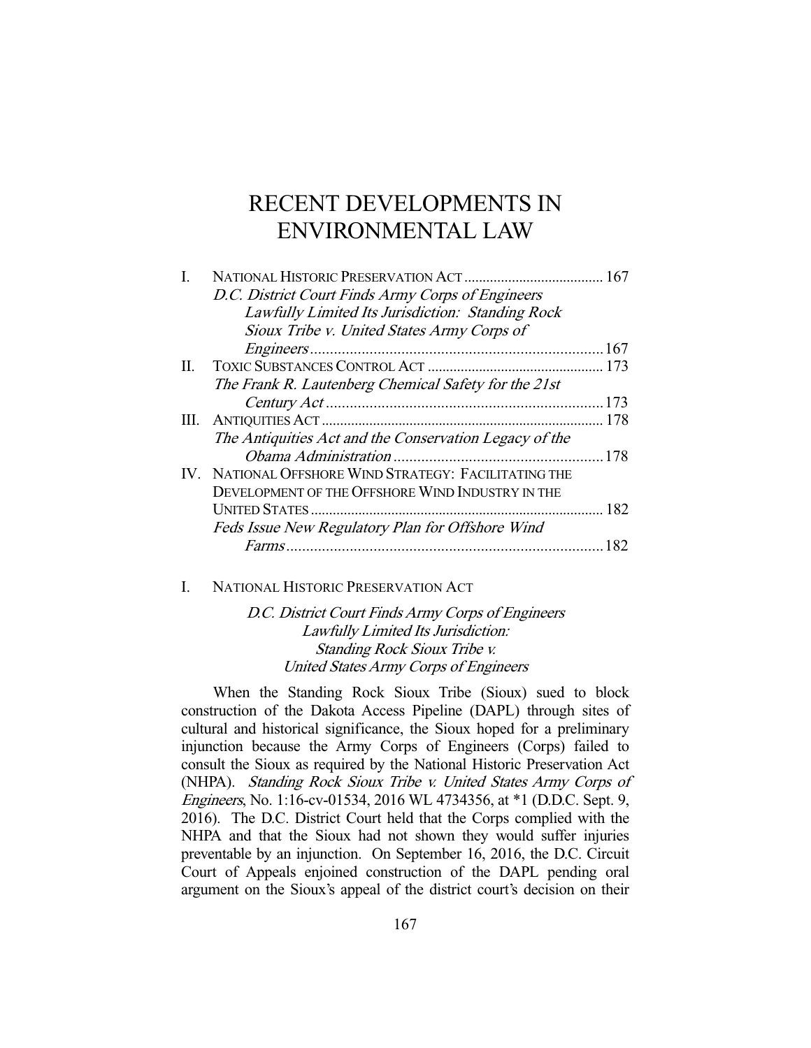# RECENT DEVELOPMENTS IN ENVIRONMENTAL LAW

| | | |
|---|---|---|
| I. | NATIONAL HISTORIC PRESERVATION ACT | 167 |
| | *D.C. District Court Finds Army Corps of Engineers Lawfully Limited Its Jurisdiction: Standing Rock Sioux Tribe v. United States Army Corps of Engineers* | 167 |
| II. | TOXIC SUBSTANCES CONTROL ACT | 173 |
| | *The Frank R. Lautenberg Chemical Safety for the 21st Century Act* | 173 |
| III. | ANTIQUITIES ACT | 178 |
| | *The Antiquities Act and the Conservation Legacy of the Obama Administration* | 178 |
| IV. | NATIONAL OFFSHORE WIND STRATEGY: FACILITATING THE DEVELOPMENT OF THE OFFSHORE WIND INDUSTRY IN THE UNITED STATES | 182 |
| | *Feds Issue New Regulatory Plan for Offshore Wind Farms* | 182 |

## I. NATIONAL HISTORIC PRESERVATION ACT

### *D.C. District Court Finds Army Corps of Engineers Lawfully Limited Its Jurisdiction: Standing Rock Sioux Tribe v. United States Army Corps of Engineers*

When the Standing Rock Sioux Tribe (Sioux) sued to block construction of the Dakota Access Pipeline (DAPL) through sites of cultural and historical significance, the Sioux hoped for a preliminary injunction because the Army Corps of Engineers (Corps) failed to consult the Sioux as required by the National Historic Preservation Act (NHPA). *Standing Rock Sioux Tribe v. United States Army Corps of Engineers*, No. 1:16-cv-01534, 2016 WL 4734356, at *1 (D.D.C. Sept. 9, 2016). The D.C. District Court held that the Corps complied with the NHPA and that the Sioux had not shown they would suffer injuries preventable by an injunction. On September 16, 2016, the D.C. Circuit Court of Appeals enjoined construction of the DAPL pending oral argument on the Sioux's appeal of the district court's decision on their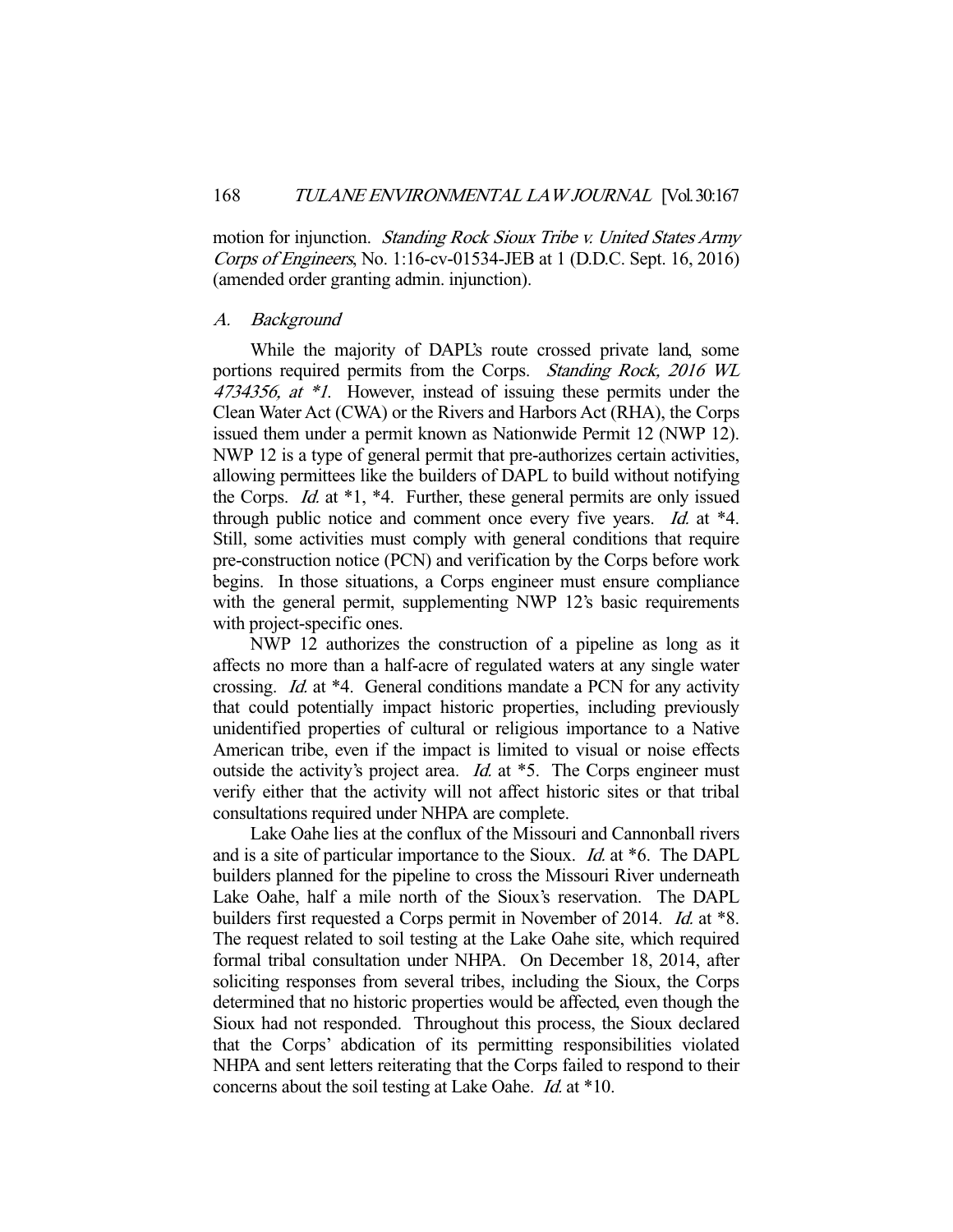motion for injunction. *Standing Rock Sioux Tribe v. United States Army Corps of Engineers*, No. 1:16-cv-01534-JEB at 1 (D.D.C. Sept. 16, 2016) (amended order granting admin. injunction).

### A. *Background*

While the majority of DAPL's route crossed private land, some portions required permits from the Corps. *Standing Rock, 2016 WL 4734356, at \*1.* However, instead of issuing these permits under the Clean Water Act (CWA) or the Rivers and Harbors Act (RHA), the Corps issued them under a permit known as Nationwide Permit 12 (NWP 12). NWP 12 is a type of general permit that pre-authorizes certain activities, allowing permittees like the builders of DAPL to build without notifying the Corps. *Id.* at \*1, \*4. Further, these general permits are only issued through public notice and comment once every five years. *Id.* at \*4. Still, some activities must comply with general conditions that require pre-construction notice (PCN) and verification by the Corps before work begins. In those situations, a Corps engineer must ensure compliance with the general permit, supplementing NWP 12's basic requirements with project-specific ones.

NWP 12 authorizes the construction of a pipeline as long as it affects no more than a half-acre of regulated waters at any single water crossing. *Id.* at \*4. General conditions mandate a PCN for any activity that could potentially impact historic properties, including previously unidentified properties of cultural or religious importance to a Native American tribe, even if the impact is limited to visual or noise effects outside the activity's project area. *Id.* at \*5. The Corps engineer must verify either that the activity will not affect historic sites or that tribal consultations required under NHPA are complete.

Lake Oahe lies at the conflux of the Missouri and Cannonball rivers and is a site of particular importance to the Sioux. *Id.* at \*6. The DAPL builders planned for the pipeline to cross the Missouri River underneath Lake Oahe, half a mile north of the Sioux's reservation. The DAPL builders first requested a Corps permit in November of 2014. *Id.* at \*8. The request related to soil testing at the Lake Oahe site, which required formal tribal consultation under NHPA. On December 18, 2014, after soliciting responses from several tribes, including the Sioux, the Corps determined that no historic properties would be affected, even though the Sioux had not responded. Throughout this process, the Sioux declared that the Corps' abdication of its permitting responsibilities violated NHPA and sent letters reiterating that the Corps failed to respond to their concerns about the soil testing at Lake Oahe. *Id.* at \*10.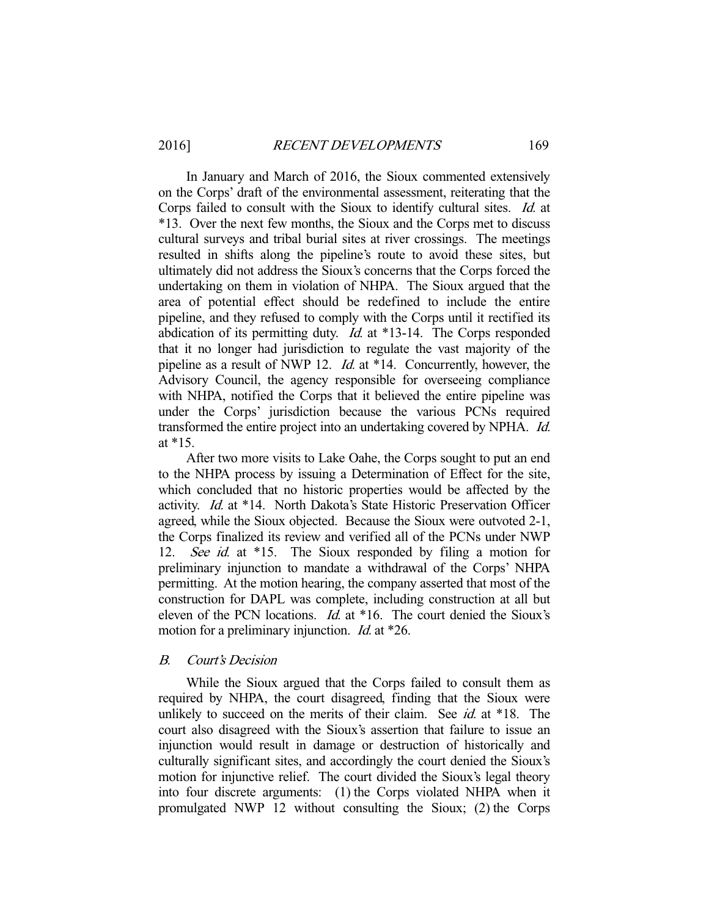In January and March of 2016, the Sioux commented extensively on the Corps' draft of the environmental assessment, reiterating that the Corps failed to consult with the Sioux to identify cultural sites. *Id.* at *13. Over the next few months, the Sioux and the Corps met to discuss cultural surveys and tribal burial sites at river crossings. The meetings resulted in shifts along the pipeline's route to avoid these sites, but ultimately did not address the Sioux's concerns that the Corps forced the undertaking on them in violation of NHPA. The Sioux argued that the area of potential effect should be redefined to include the entire pipeline, and they refused to comply with the Corps until it rectified its abdication of its permitting duty. *Id.* at *13-14. The Corps responded that it no longer had jurisdiction to regulate the vast majority of the pipeline as a result of NWP 12. *Id.* at *14. Concurrently, however, the Advisory Council, the agency responsible for overseeing compliance with NHPA, notified the Corps that it believed the entire pipeline was under the Corps' jurisdiction because the various PCNs required transformed the entire project into an undertaking covered by NPHA. *Id.* at *15.

After two more visits to Lake Oahe, the Corps sought to put an end to the NHPA process by issuing a Determination of Effect for the site, which concluded that no historic properties would be affected by the activity. *Id.* at *14. North Dakota's State Historic Preservation Officer agreed, while the Sioux objected. Because the Sioux were outvoted 2-1, the Corps finalized its review and verified all of the PCNs under NWP 12. *See id.* at *15. The Sioux responded by filing a motion for preliminary injunction to mandate a withdrawal of the Corps' NHPA permitting. At the motion hearing, the company asserted that most of the construction for DAPL was complete, including construction at all but eleven of the PCN locations. *Id.* at *16. The court denied the Sioux's motion for a preliminary injunction. *Id.* at *26.

### *B. Court's Decision*

While the Sioux argued that the Corps failed to consult them as required by NHPA, the court disagreed, finding that the Sioux were unlikely to succeed on the merits of their claim. See *id.* at *18. The court also disagreed with the Sioux's assertion that failure to issue an injunction would result in damage or destruction of historically and culturally significant sites, and accordingly the court denied the Sioux's motion for injunctive relief. The court divided the Sioux's legal theory into four discrete arguments: (1) the Corps violated NHPA when it promulgated NWP 12 without consulting the Sioux; (2) the Corps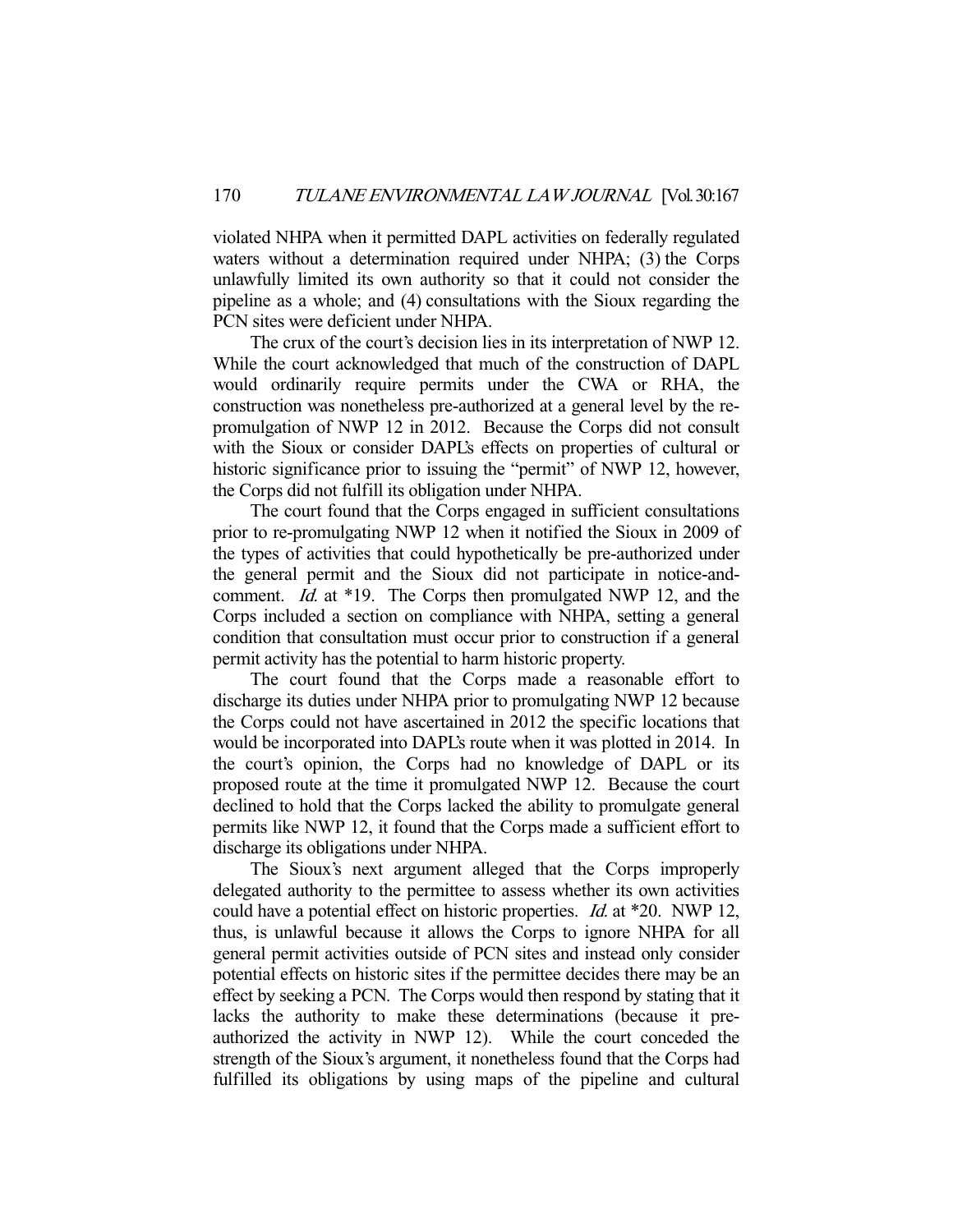violated NHPA when it permitted DAPL activities on federally regulated waters without a determination required under NHPA; (3) the Corps unlawfully limited its own authority so that it could not consider the pipeline as a whole; and (4) consultations with the Sioux regarding the PCN sites were deficient under NHPA.

The crux of the court's decision lies in its interpretation of NWP 12. While the court acknowledged that much of the construction of DAPL would ordinarily require permits under the CWA or RHA, the construction was nonetheless pre-authorized at a general level by the re-promulgation of NWP 12 in 2012. Because the Corps did not consult with the Sioux or consider DAPL's effects on properties of cultural or historic significance prior to issuing the "permit" of NWP 12, however, the Corps did not fulfill its obligation under NHPA.

The court found that the Corps engaged in sufficient consultations prior to re-promulgating NWP 12 when it notified the Sioux in 2009 of the types of activities that could hypothetically be pre-authorized under the general permit and the Sioux did not participate in notice-and-comment. *Id.* at \*19. The Corps then promulgated NWP 12, and the Corps included a section on compliance with NHPA, setting a general condition that consultation must occur prior to construction if a general permit activity has the potential to harm historic property.

The court found that the Corps made a reasonable effort to discharge its duties under NHPA prior to promulgating NWP 12 because the Corps could not have ascertained in 2012 the specific locations that would be incorporated into DAPL's route when it was plotted in 2014. In the court's opinion, the Corps had no knowledge of DAPL or its proposed route at the time it promulgated NWP 12. Because the court declined to hold that the Corps lacked the ability to promulgate general permits like NWP 12, it found that the Corps made a sufficient effort to discharge its obligations under NHPA.

The Sioux's next argument alleged that the Corps improperly delegated authority to the permittee to assess whether its own activities could have a potential effect on historic properties. *Id.* at \*20. NWP 12, thus, is unlawful because it allows the Corps to ignore NHPA for all general permit activities outside of PCN sites and instead only consider potential effects on historic sites if the permittee decides there may be an effect by seeking a PCN. The Corps would then respond by stating that it lacks the authority to make these determinations (because it pre-authorized the activity in NWP 12). While the court conceded the strength of the Sioux's argument, it nonetheless found that the Corps had fulfilled its obligations by using maps of the pipeline and cultural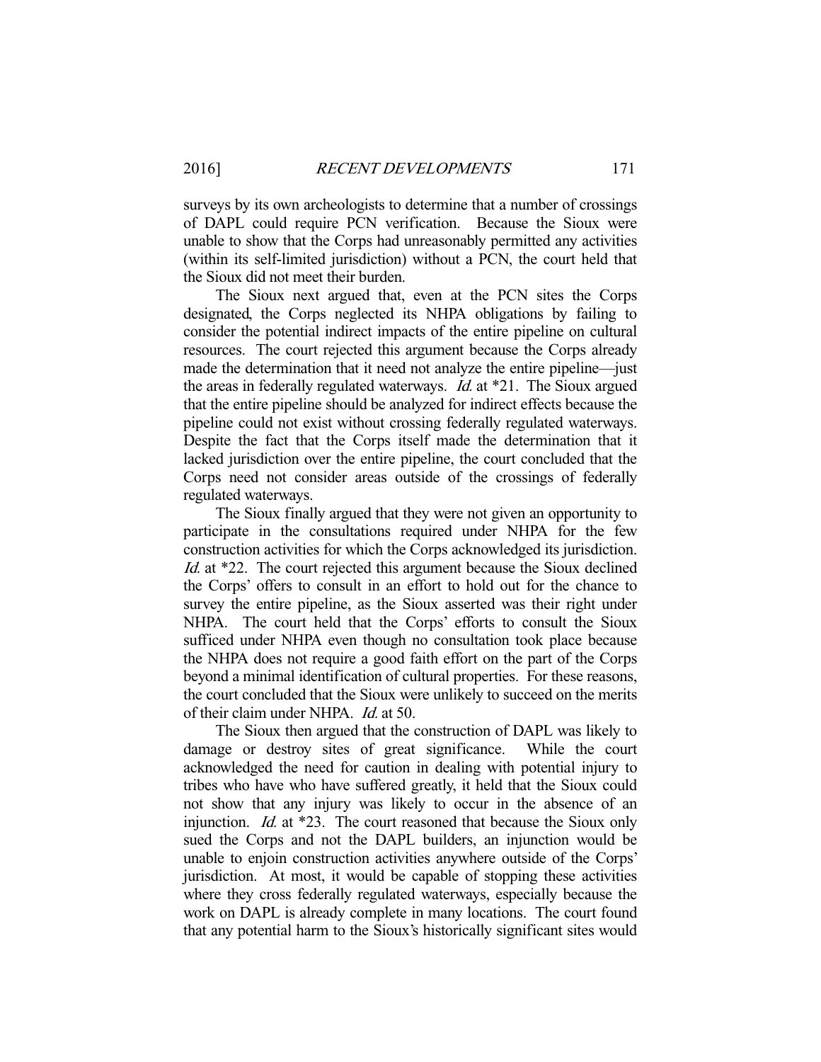surveys by its own archeologists to determine that a number of crossings of DAPL could require PCN verification. Because the Sioux were unable to show that the Corps had unreasonably permitted any activities (within its self-limited jurisdiction) without a PCN, the court held that the Sioux did not meet their burden.

The Sioux next argued that, even at the PCN sites the Corps designated, the Corps neglected its NHPA obligations by failing to consider the potential indirect impacts of the entire pipeline on cultural resources. The court rejected this argument because the Corps already made the determination that it need not analyze the entire pipeline—just the areas in federally regulated waterways. *Id.* at *21. The Sioux argued that the entire pipeline should be analyzed for indirect effects because the pipeline could not exist without crossing federally regulated waterways. Despite the fact that the Corps itself made the determination that it lacked jurisdiction over the entire pipeline, the court concluded that the Corps need not consider areas outside of the crossings of federally regulated waterways.

The Sioux finally argued that they were not given an opportunity to participate in the consultations required under NHPA for the few construction activities for which the Corps acknowledged its jurisdiction. *Id.* at *22. The court rejected this argument because the Sioux declined the Corps' offers to consult in an effort to hold out for the chance to survey the entire pipeline, as the Sioux asserted was their right under NHPA. The court held that the Corps' efforts to consult the Sioux sufficed under NHPA even though no consultation took place because the NHPA does not require a good faith effort on the part of the Corps beyond a minimal identification of cultural properties. For these reasons, the court concluded that the Sioux were unlikely to succeed on the merits of their claim under NHPA. *Id.* at 50.

The Sioux then argued that the construction of DAPL was likely to damage or destroy sites of great significance. While the court acknowledged the need for caution in dealing with potential injury to tribes who have who have suffered greatly, it held that the Sioux could not show that any injury was likely to occur in the absence of an injunction. *Id.* at *23. The court reasoned that because the Sioux only sued the Corps and not the DAPL builders, an injunction would be unable to enjoin construction activities anywhere outside of the Corps' jurisdiction. At most, it would be capable of stopping these activities where they cross federally regulated waterways, especially because the work on DAPL is already complete in many locations. The court found that any potential harm to the Sioux's historically significant sites would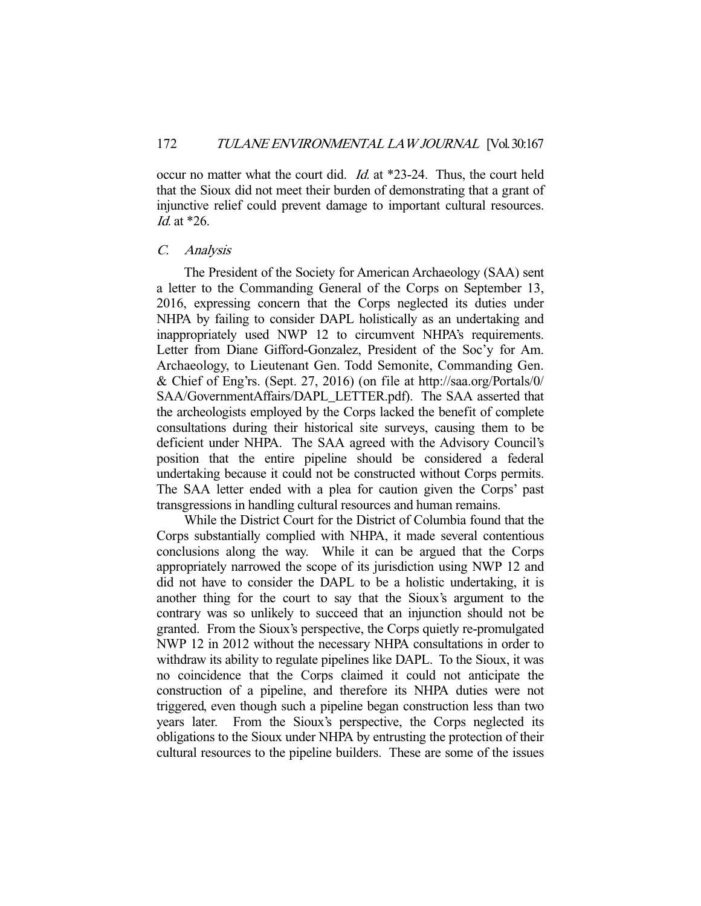occur no matter what the court did. *Id.* at *23-24. Thus, the court held that the Sioux did not meet their burden of demonstrating that a grant of injunctive relief could prevent damage to important cultural resources. *Id.* at *26.

### *C. Analysis*

The President of the Society for American Archaeology (SAA) sent a letter to the Commanding General of the Corps on September 13, 2016, expressing concern that the Corps neglected its duties under NHPA by failing to consider DAPL holistically as an undertaking and inappropriately used NWP 12 to circumvent NHPA's requirements. Letter from Diane Gifford-Gonzalez, President of the Soc'y for Am. Archaeology, to Lieutenant Gen. Todd Semonite, Commanding Gen. & Chief of Eng'rs. (Sept. 27, 2016) (on file at http://saa.org/Portals/0/SAA/GovernmentAffairs/DAPL_LETTER.pdf). The SAA asserted that the archeologists employed by the Corps lacked the benefit of complete consultations during their historical site surveys, causing them to be deficient under NHPA. The SAA agreed with the Advisory Council's position that the entire pipeline should be considered a federal undertaking because it could not be constructed without Corps permits. The SAA letter ended with a plea for caution given the Corps' past transgressions in handling cultural resources and human remains.

While the District Court for the District of Columbia found that the Corps substantially complied with NHPA, it made several contentious conclusions along the way. While it can be argued that the Corps appropriately narrowed the scope of its jurisdiction using NWP 12 and did not have to consider the DAPL to be a holistic undertaking, it is another thing for the court to say that the Sioux's argument to the contrary was so unlikely to succeed that an injunction should not be granted. From the Sioux's perspective, the Corps quietly re-promulgated NWP 12 in 2012 without the necessary NHPA consultations in order to withdraw its ability to regulate pipelines like DAPL. To the Sioux, it was no coincidence that the Corps claimed it could not anticipate the construction of a pipeline, and therefore its NHPA duties were not triggered, even though such a pipeline began construction less than two years later. From the Sioux's perspective, the Corps neglected its obligations to the Sioux under NHPA by entrusting the protection of their cultural resources to the pipeline builders. These are some of the issues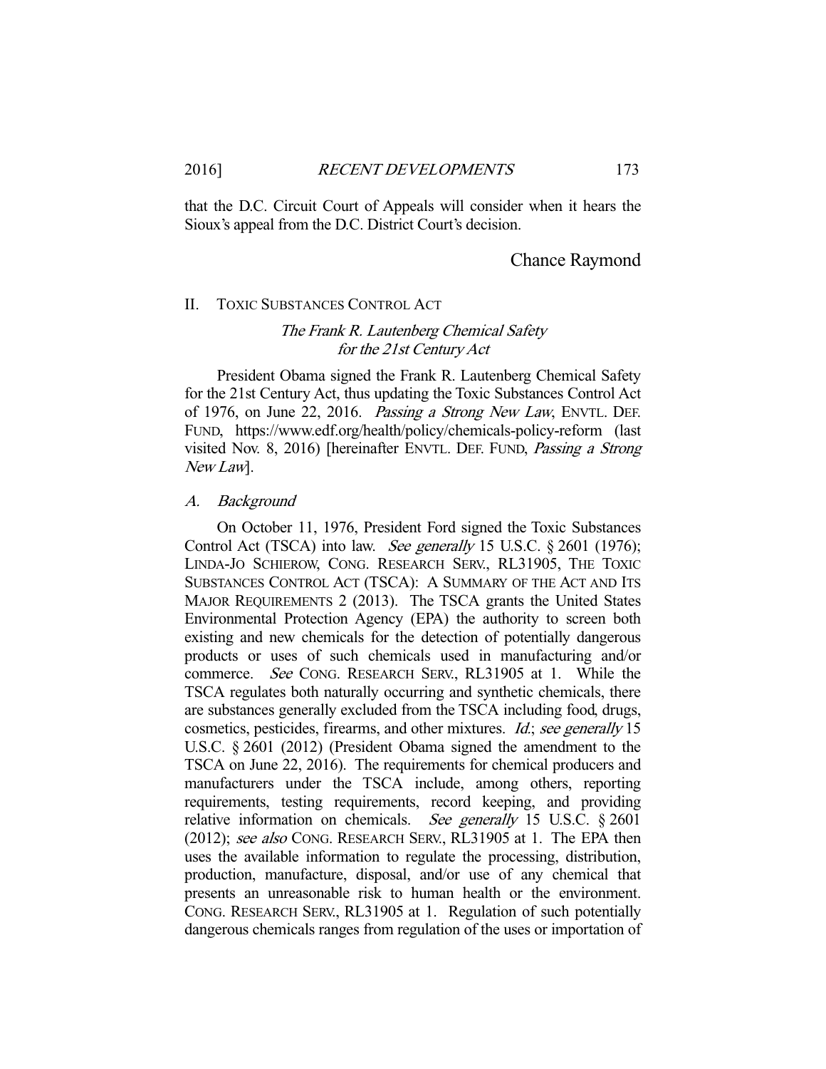that the D.C. Circuit Court of Appeals will consider when it hears the Sioux's appeal from the D.C. District Court's decision.

Chance Raymond

## II. TOXIC SUBSTANCES CONTROL ACT

### *The Frank R. Lautenberg Chemical Safety for the 21st Century Act*

President Obama signed the Frank R. Lautenberg Chemical Safety for the 21st Century Act, thus updating the Toxic Substances Control Act of 1976, on June 22, 2016. *Passing a Strong New Law*, ENVTL. DEF. FUND, https://www.edf.org/health/policy/chemicals-policy-reform (last visited Nov. 8, 2016) [hereinafter ENVTL. DEF. FUND, *Passing a Strong New Law*].

### *A. Background*

On October 11, 1976, President Ford signed the Toxic Substances Control Act (TSCA) into law. *See generally* 15 U.S.C. § 2601 (1976); LINDA-JO SCHIEROW, CONG. RESEARCH SERV., RL31905, THE TOXIC SUBSTANCES CONTROL ACT (TSCA): A SUMMARY OF THE ACT AND ITS MAJOR REQUIREMENTS 2 (2013). The TSCA grants the United States Environmental Protection Agency (EPA) the authority to screen both existing and new chemicals for the detection of potentially dangerous products or uses of such chemicals used in manufacturing and/or commerce. *See* CONG. RESEARCH SERV., RL31905 at 1. While the TSCA regulates both naturally occurring and synthetic chemicals, there are substances generally excluded from the TSCA including food, drugs, cosmetics, pesticides, firearms, and other mixtures. *Id.*; *see generally* 15 U.S.C. § 2601 (2012) (President Obama signed the amendment to the TSCA on June 22, 2016). The requirements for chemical producers and manufacturers under the TSCA include, among others, reporting requirements, testing requirements, record keeping, and providing relative information on chemicals. *See generally* 15 U.S.C. § 2601 (2012); *see also* CONG. RESEARCH SERV., RL31905 at 1. The EPA then uses the available information to regulate the processing, distribution, production, manufacture, disposal, and/or use of any chemical that presents an unreasonable risk to human health or the environment. CONG. RESEARCH SERV., RL31905 at 1. Regulation of such potentially dangerous chemicals ranges from regulation of the uses or importation of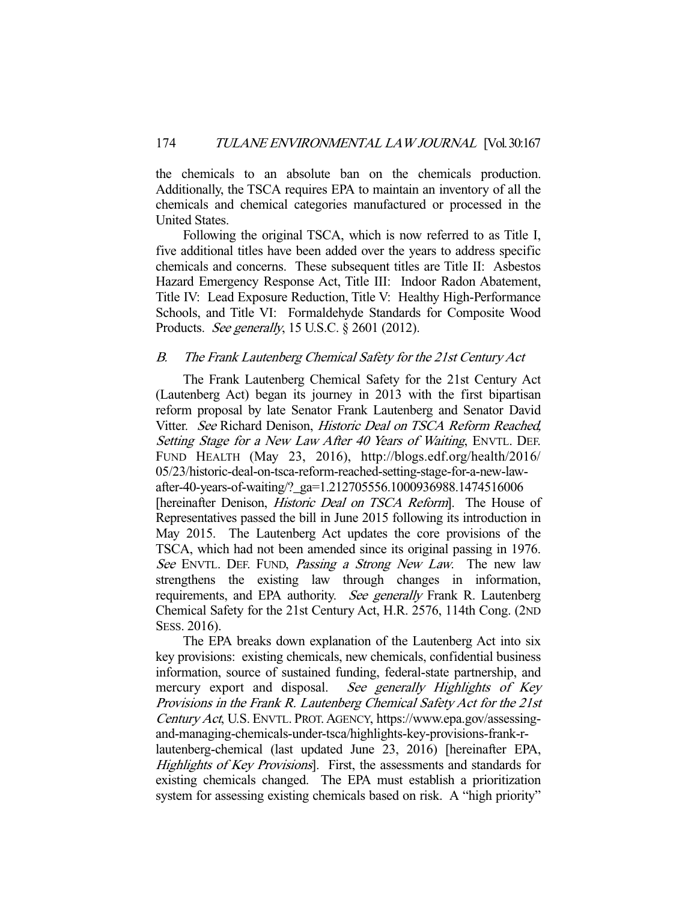the chemicals to an absolute ban on the chemicals production. Additionally, the TSCA requires EPA to maintain an inventory of all the chemicals and chemical categories manufactured or processed in the United States.

Following the original TSCA, which is now referred to as Title I, five additional titles have been added over the years to address specific chemicals and concerns. These subsequent titles are Title II: Asbestos Hazard Emergency Response Act, Title III: Indoor Radon Abatement, Title IV: Lead Exposure Reduction, Title V: Healthy High-Performance Schools, and Title VI: Formaldehyde Standards for Composite Wood Products. *See generally*, 15 U.S.C. § 2601 (2012).

### *B. The Frank Lautenberg Chemical Safety for the 21st Century Act*

The Frank Lautenberg Chemical Safety for the 21st Century Act (Lautenberg Act) began its journey in 2013 with the first bipartisan reform proposal by late Senator Frank Lautenberg and Senator David Vitter. *See* Richard Denison, *Historic Deal on TSCA Reform Reached, Setting Stage for a New Law After 40 Years of Waiting*, ENVTL. DEF. FUND HEALTH (May 23, 2016), http://blogs.edf.org/health/2016/05/23/historic-deal-on-tsca-reform-reached-setting-stage-for-a-new-law-after-40-years-of-waiting/?_ga=1.212705556.1000936988.1474516006 [hereinafter Denison, *Historic Deal on TSCA Reform*]. The House of Representatives passed the bill in June 2015 following its introduction in May 2015. The Lautenberg Act updates the core provisions of the TSCA, which had not been amended since its original passing in 1976. *See* ENVTL. DEF. FUND, *Passing a Strong New Law*. The new law strengthens the existing law through changes in information, requirements, and EPA authority. *See generally* Frank R. Lautenberg Chemical Safety for the 21st Century Act, H.R. 2576, 114th Cong. (2ND SESS. 2016).

The EPA breaks down explanation of the Lautenberg Act into six key provisions: existing chemicals, new chemicals, confidential business information, source of sustained funding, federal-state partnership, and mercury export and disposal. *See generally Highlights of Key Provisions in the Frank R. Lautenberg Chemical Safety Act for the 21st Century Act*, U.S. ENVTL. PROT. AGENCY, https://www.epa.gov/assessing-and-managing-chemicals-under-tsca/highlights-key-provisions-frank-r-lautenberg-chemical (last updated June 23, 2016) [hereinafter EPA, *Highlights of Key Provisions*]. First, the assessments and standards for existing chemicals changed. The EPA must establish a prioritization system for assessing existing chemicals based on risk. A "high priority"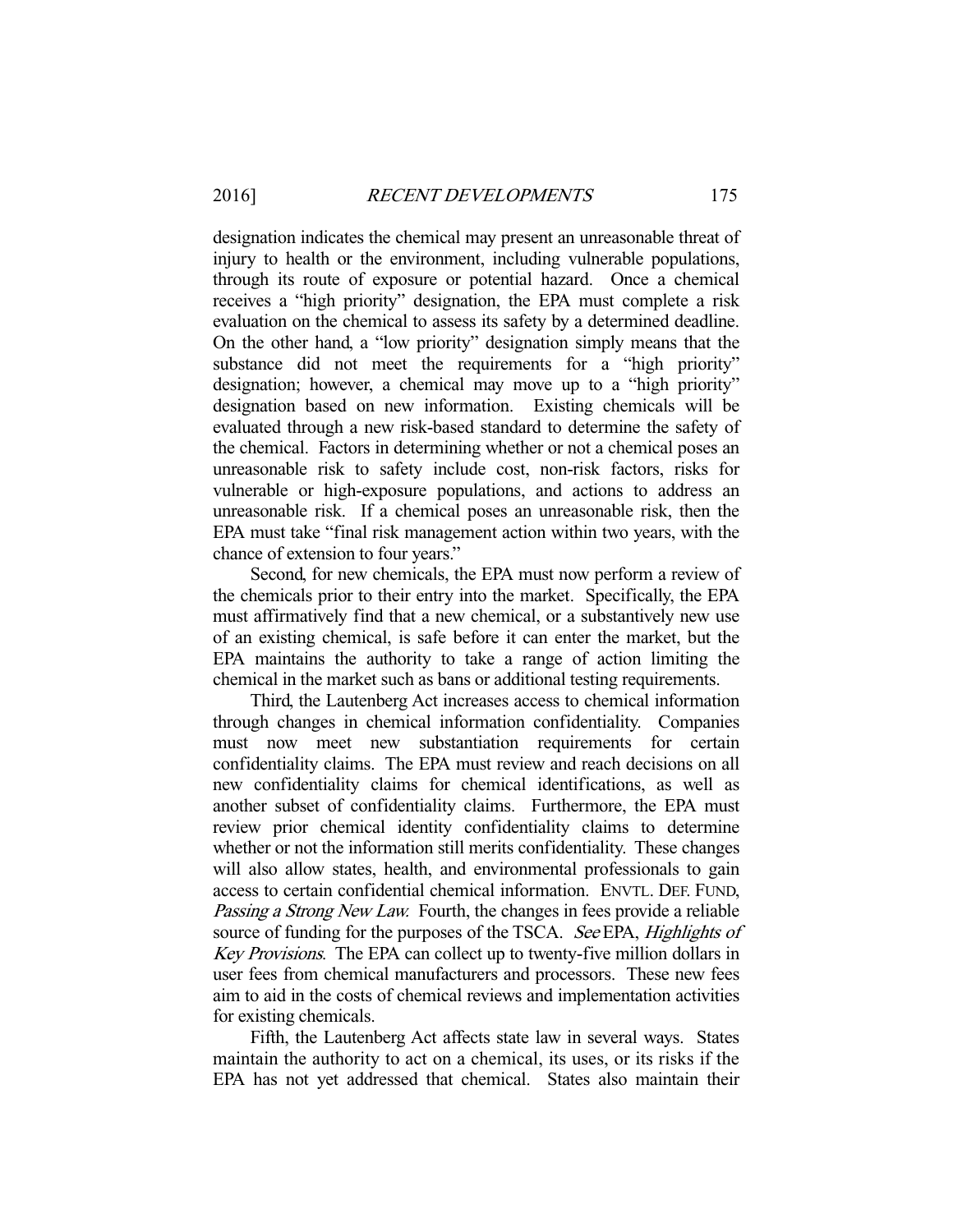designation indicates the chemical may present an unreasonable threat of injury to health or the environment, including vulnerable populations, through its route of exposure or potential hazard. Once a chemical receives a "high priority" designation, the EPA must complete a risk evaluation on the chemical to assess its safety by a determined deadline. On the other hand, a "low priority" designation simply means that the substance did not meet the requirements for a "high priority" designation; however, a chemical may move up to a "high priority" designation based on new information. Existing chemicals will be evaluated through a new risk-based standard to determine the safety of the chemical. Factors in determining whether or not a chemical poses an unreasonable risk to safety include cost, non-risk factors, risks for vulnerable or high-exposure populations, and actions to address an unreasonable risk. If a chemical poses an unreasonable risk, then the EPA must take "final risk management action within two years, with the chance of extension to four years."

Second, for new chemicals, the EPA must now perform a review of the chemicals prior to their entry into the market. Specifically, the EPA must affirmatively find that a new chemical, or a substantively new use of an existing chemical, is safe before it can enter the market, but the EPA maintains the authority to take a range of action limiting the chemical in the market such as bans or additional testing requirements.

Third, the Lautenberg Act increases access to chemical information through changes in chemical information confidentiality. Companies must now meet new substantiation requirements for certain confidentiality claims. The EPA must review and reach decisions on all new confidentiality claims for chemical identifications, as well as another subset of confidentiality claims. Furthermore, the EPA must review prior chemical identity confidentiality claims to determine whether or not the information still merits confidentiality. These changes will also allow states, health, and environmental professionals to gain access to certain confidential chemical information. ENVTL. DEF. FUND, *Passing a Strong New Law.* Fourth, the changes in fees provide a reliable source of funding for the purposes of the TSCA. *See* EPA, *Highlights of Key Provisions*. The EPA can collect up to twenty-five million dollars in user fees from chemical manufacturers and processors. These new fees aim to aid in the costs of chemical reviews and implementation activities for existing chemicals.

Fifth, the Lautenberg Act affects state law in several ways. States maintain the authority to act on a chemical, its uses, or its risks if the EPA has not yet addressed that chemical. States also maintain their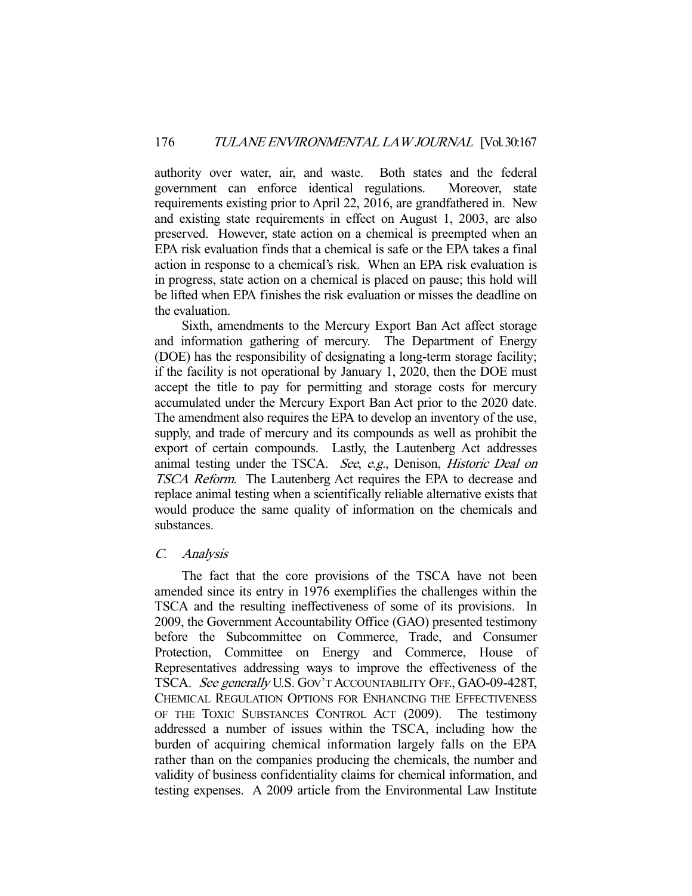authority over water, air, and waste. Both states and the federal government can enforce identical regulations. Moreover, state requirements existing prior to April 22, 2016, are grandfathered in. New and existing state requirements in effect on August 1, 2003, are also preserved. However, state action on a chemical is preempted when an EPA risk evaluation finds that a chemical is safe or the EPA takes a final action in response to a chemical's risk. When an EPA risk evaluation is in progress, state action on a chemical is placed on pause; this hold will be lifted when EPA finishes the risk evaluation or misses the deadline on the evaluation.

Sixth, amendments to the Mercury Export Ban Act affect storage and information gathering of mercury. The Department of Energy (DOE) has the responsibility of designating a long-term storage facility; if the facility is not operational by January 1, 2020, then the DOE must accept the title to pay for permitting and storage costs for mercury accumulated under the Mercury Export Ban Act prior to the 2020 date. The amendment also requires the EPA to develop an inventory of the use, supply, and trade of mercury and its compounds as well as prohibit the export of certain compounds. Lastly, the Lautenberg Act addresses animal testing under the TSCA. *See, e.g.*, Denison, *Historic Deal on TSCA Reform*. The Lautenberg Act requires the EPA to decrease and replace animal testing when a scientifically reliable alternative exists that would produce the same quality of information on the chemicals and substances.

### *C. Analysis*

The fact that the core provisions of the TSCA have not been amended since its entry in 1976 exemplifies the challenges within the TSCA and the resulting ineffectiveness of some of its provisions. In 2009, the Government Accountability Office (GAO) presented testimony before the Subcommittee on Commerce, Trade, and Consumer Protection, Committee on Energy and Commerce, House of Representatives addressing ways to improve the effectiveness of the TSCA. *See generally* U.S. GOV'T ACCOUNTABILITY OFF., GAO-09-428T, CHEMICAL REGULATION OPTIONS FOR ENHANCING THE EFFECTIVENESS OF THE TOXIC SUBSTANCES CONTROL ACT (2009). The testimony addressed a number of issues within the TSCA, including how the burden of acquiring chemical information largely falls on the EPA rather than on the companies producing the chemicals, the number and validity of business confidentiality claims for chemical information, and testing expenses. A 2009 article from the Environmental Law Institute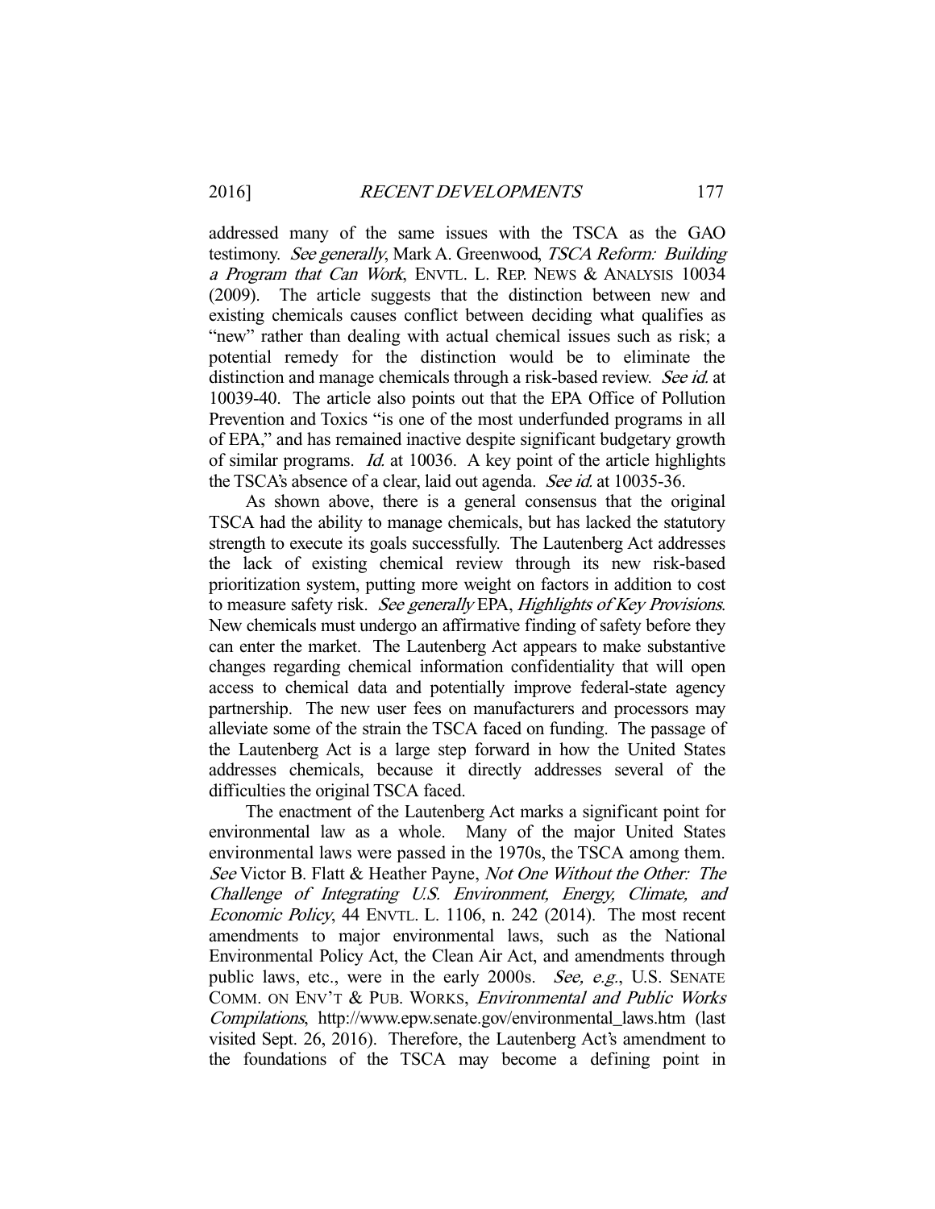addressed many of the same issues with the TSCA as the GAO testimony. *See generally*, Mark A. Greenwood, *TSCA Reform: Building a Program that Can Work*, ENVTL. L. REP. NEWS & ANALYSIS 10034 (2009). The article suggests that the distinction between new and existing chemicals causes conflict between deciding what qualifies as "new" rather than dealing with actual chemical issues such as risk; a potential remedy for the distinction would be to eliminate the distinction and manage chemicals through a risk-based review. *See id.* at 10039-40. The article also points out that the EPA Office of Pollution Prevention and Toxics "is one of the most underfunded programs in all of EPA," and has remained inactive despite significant budgetary growth of similar programs. *Id.* at 10036. A key point of the article highlights the TSCA's absence of a clear, laid out agenda. *See id.* at 10035-36.

As shown above, there is a general consensus that the original TSCA had the ability to manage chemicals, but has lacked the statutory strength to execute its goals successfully. The Lautenberg Act addresses the lack of existing chemical review through its new risk-based prioritization system, putting more weight on factors in addition to cost to measure safety risk. *See generally* EPA, *Highlights of Key Provisions*. New chemicals must undergo an affirmative finding of safety before they can enter the market. The Lautenberg Act appears to make substantive changes regarding chemical information confidentiality that will open access to chemical data and potentially improve federal-state agency partnership. The new user fees on manufacturers and processors may alleviate some of the strain the TSCA faced on funding. The passage of the Lautenberg Act is a large step forward in how the United States addresses chemicals, because it directly addresses several of the difficulties the original TSCA faced.

The enactment of the Lautenberg Act marks a significant point for environmental law as a whole. Many of the major United States environmental laws were passed in the 1970s, the TSCA among them. *See* Victor B. Flatt & Heather Payne, *Not One Without the Other: The Challenge of Integrating U.S. Environment, Energy, Climate, and Economic Policy*, 44 ENVTL. L. 1106, n. 242 (2014). The most recent amendments to major environmental laws, such as the National Environmental Policy Act, the Clean Air Act, and amendments through public laws, etc., were in the early 2000s. *See, e.g.*, U.S. SENATE COMM. ON ENV'T & PUB. WORKS, *Environmental and Public Works Compilations*, http://www.epw.senate.gov/environmental_laws.htm (last visited Sept. 26, 2016). Therefore, the Lautenberg Act's amendment to the foundations of the TSCA may become a defining point in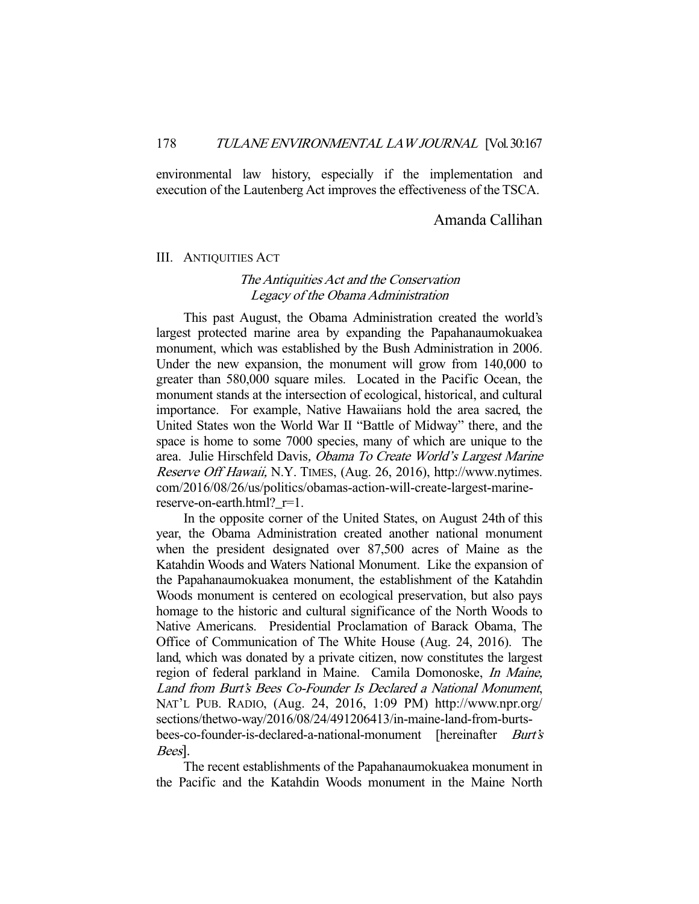environmental law history, especially if the implementation and execution of the Lautenberg Act improves the effectiveness of the TSCA.

Amanda Callihan

## III. ANTIQUITIES ACT

### *The Antiquities Act and the Conservation Legacy of the Obama Administration*

This past August, the Obama Administration created the world's largest protected marine area by expanding the Papahanaumokuakea monument, which was established by the Bush Administration in 2006. Under the new expansion, the monument will grow from 140,000 to greater than 580,000 square miles. Located in the Pacific Ocean, the monument stands at the intersection of ecological, historical, and cultural importance. For example, Native Hawaiians hold the area sacred, the United States won the World War II "Battle of Midway" there, and the space is home to some 7000 species, many of which are unique to the area. Julie Hirschfeld Davis, *Obama To Create World's Largest Marine Reserve Off Hawaii,* N.Y. TIMES, (Aug. 26, 2016), http://www.nytimes.com/2016/08/26/us/politics/obamas-action-will-create-largest-marine-reserve-on-earth.html?_r=1.

In the opposite corner of the United States, on August 24th of this year, the Obama Administration created another national monument when the president designated over 87,500 acres of Maine as the Katahdin Woods and Waters National Monument. Like the expansion of the Papahanaumokuakea monument, the establishment of the Katahdin Woods monument is centered on ecological preservation, but also pays homage to the historic and cultural significance of the North Woods to Native Americans. Presidential Proclamation of Barack Obama, The Office of Communication of The White House (Aug. 24, 2016). The land, which was donated by a private citizen, now constitutes the largest region of federal parkland in Maine. Camila Domonoske, *In Maine, Land from Burt's Bees Co-Founder Is Declared a National Monument*, NAT'L PUB. RADIO, (Aug. 24, 2016, 1:09 PM) http://www.npr.org/sections/thetwo-way/2016/08/24/491206413/in-maine-land-from-burts-bees-co-founder-is-declared-a-national-monument [hereinafter *Burt's Bees*].

The recent establishments of the Papahanaumokuakea monument in the Pacific and the Katahdin Woods monument in the Maine North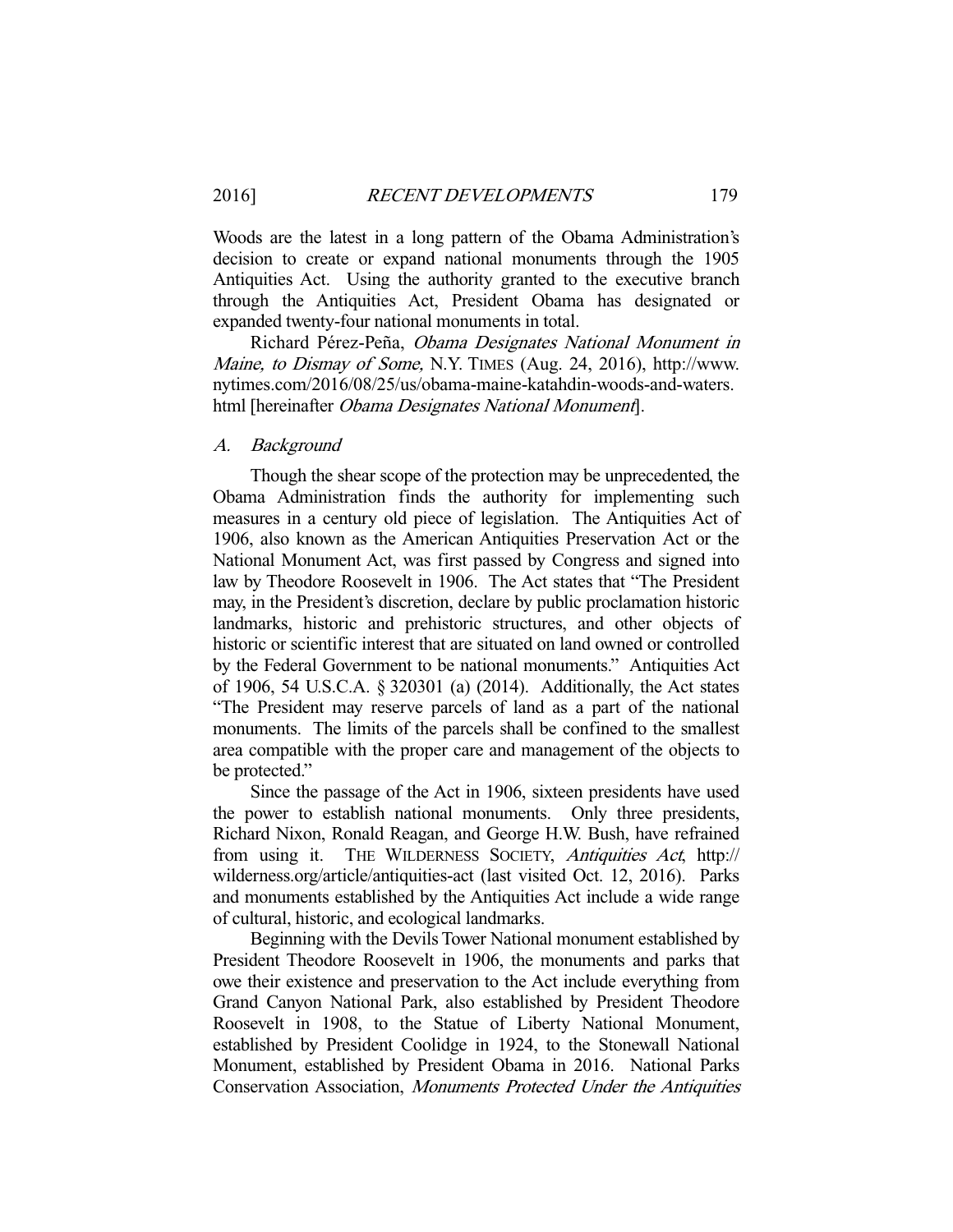Woods are the latest in a long pattern of the Obama Administration's decision to create or expand national monuments through the 1905 Antiquities Act. Using the authority granted to the executive branch through the Antiquities Act, President Obama has designated or expanded twenty-four national monuments in total.

Richard Pérez-Peña, *Obama Designates National Monument in Maine, to Dismay of Some,* N.Y. TIMES (Aug. 24, 2016), http://www.nytimes.com/2016/08/25/us/obama-maine-katahdin-woods-and-waters.html [hereinafter *Obama Designates National Monument*].

### A. *Background*

Though the shear scope of the protection may be unprecedented, the Obama Administration finds the authority for implementing such measures in a century old piece of legislation. The Antiquities Act of 1906, also known as the American Antiquities Preservation Act or the National Monument Act, was first passed by Congress and signed into law by Theodore Roosevelt in 1906. The Act states that "The President may, in the President's discretion, declare by public proclamation historic landmarks, historic and prehistoric structures, and other objects of historic or scientific interest that are situated on land owned or controlled by the Federal Government to be national monuments." Antiquities Act of 1906, 54 U.S.C.A. § 320301 (a) (2014). Additionally, the Act states "The President may reserve parcels of land as a part of the national monuments. The limits of the parcels shall be confined to the smallest area compatible with the proper care and management of the objects to be protected."

Since the passage of the Act in 1906, sixteen presidents have used the power to establish national monuments. Only three presidents, Richard Nixon, Ronald Reagan, and George H.W. Bush, have refrained from using it. THE WILDERNESS SOCIETY, *Antiquities Act*, http://wilderness.org/article/antiquities-act (last visited Oct. 12, 2016). Parks and monuments established by the Antiquities Act include a wide range of cultural, historic, and ecological landmarks.

Beginning with the Devils Tower National monument established by President Theodore Roosevelt in 1906, the monuments and parks that owe their existence and preservation to the Act include everything from Grand Canyon National Park, also established by President Theodore Roosevelt in 1908, to the Statue of Liberty National Monument, established by President Coolidge in 1924, to the Stonewall National Monument, established by President Obama in 2016. National Parks Conservation Association, *Monuments Protected Under the Antiquities*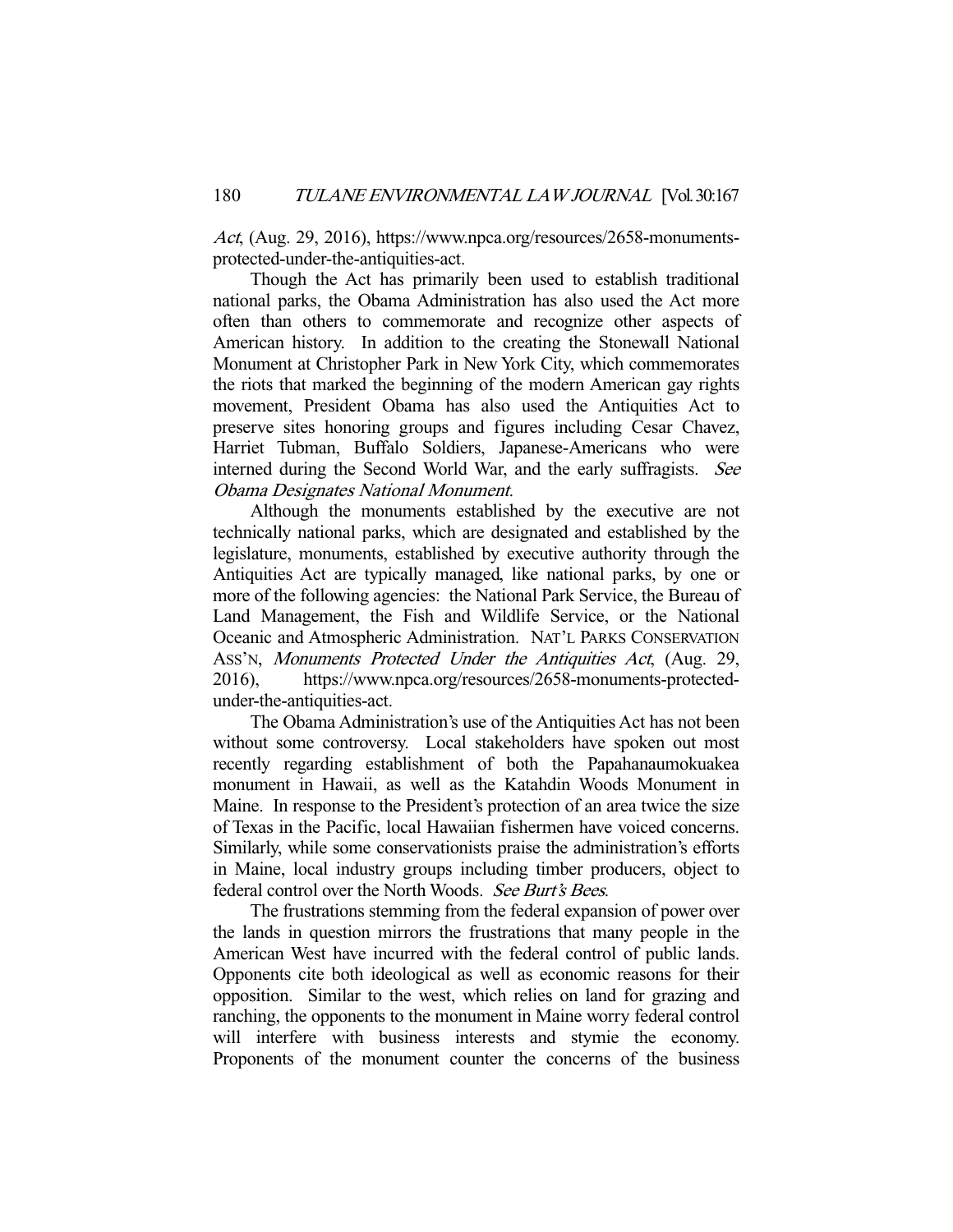*Act*, (Aug. 29, 2016), https://www.npca.org/resources/2658-monuments-protected-under-the-antiquities-act.

Though the Act has primarily been used to establish traditional national parks, the Obama Administration has also used the Act more often than others to commemorate and recognize other aspects of American history. In addition to the creating the Stonewall National Monument at Christopher Park in New York City, which commemorates the riots that marked the beginning of the modern American gay rights movement, President Obama has also used the Antiquities Act to preserve sites honoring groups and figures including Cesar Chavez, Harriet Tubman, Buffalo Soldiers, Japanese-Americans who were interned during the Second World War, and the early suffragists. *See Obama Designates National Monument*.

Although the monuments established by the executive are not technically national parks, which are designated and established by the legislature, monuments, established by executive authority through the Antiquities Act are typically managed, like national parks, by one or more of the following agencies: the National Park Service, the Bureau of Land Management, the Fish and Wildlife Service, or the National Oceanic and Atmospheric Administration. NAT'L PARKS CONSERVATION ASS'N, *Monuments Protected Under the Antiquities Act*, (Aug. 29, 2016), https://www.npca.org/resources/2658-monuments-protected-under-the-antiquities-act.

The Obama Administration's use of the Antiquities Act has not been without some controversy. Local stakeholders have spoken out most recently regarding establishment of both the Papahanaumokuakea monument in Hawaii, as well as the Katahdin Woods Monument in Maine. In response to the President's protection of an area twice the size of Texas in the Pacific, local Hawaiian fishermen have voiced concerns. Similarly, while some conservationists praise the administration's efforts in Maine, local industry groups including timber producers, object to federal control over the North Woods. *See Burt's Bees*.

The frustrations stemming from the federal expansion of power over the lands in question mirrors the frustrations that many people in the American West have incurred with the federal control of public lands. Opponents cite both ideological as well as economic reasons for their opposition. Similar to the west, which relies on land for grazing and ranching, the opponents to the monument in Maine worry federal control will interfere with business interests and stymie the economy. Proponents of the monument counter the concerns of the business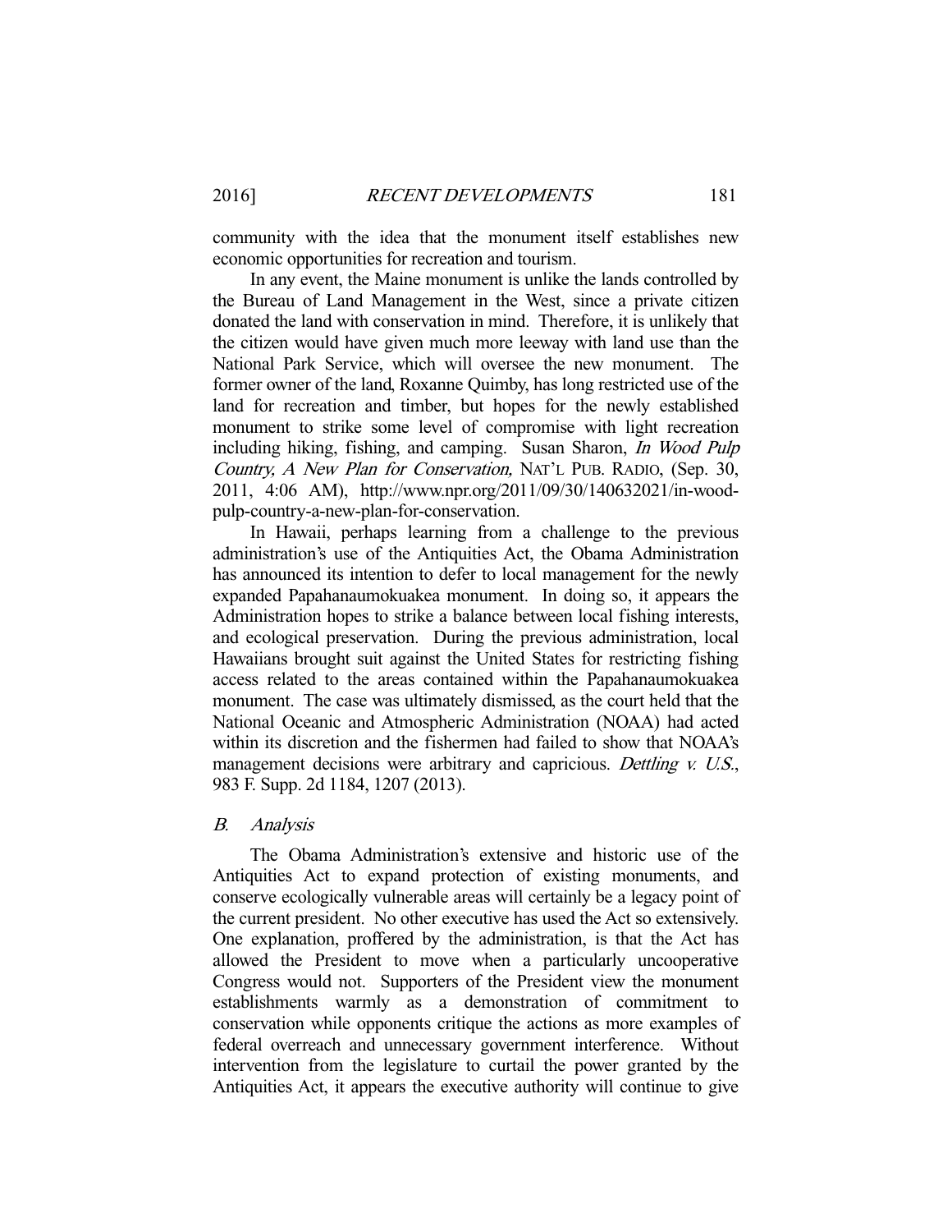community with the idea that the monument itself establishes new economic opportunities for recreation and tourism.

In any event, the Maine monument is unlike the lands controlled by the Bureau of Land Management in the West, since a private citizen donated the land with conservation in mind. Therefore, it is unlikely that the citizen would have given much more leeway with land use than the National Park Service, which will oversee the new monument. The former owner of the land, Roxanne Quimby, has long restricted use of the land for recreation and timber, but hopes for the newly established monument to strike some level of compromise with light recreation including hiking, fishing, and camping. Susan Sharon, *In Wood Pulp Country, A New Plan for Conservation,* NAT'L PUB. RADIO, (Sep. 30, 2011, 4:06 AM), http://www.npr.org/2011/09/30/140632021/in-wood-pulp-country-a-new-plan-for-conservation.

In Hawaii, perhaps learning from a challenge to the previous administration's use of the Antiquities Act, the Obama Administration has announced its intention to defer to local management for the newly expanded Papahanaumokuakea monument. In doing so, it appears the Administration hopes to strike a balance between local fishing interests, and ecological preservation. During the previous administration, local Hawaiians brought suit against the United States for restricting fishing access related to the areas contained within the Papahanaumokuakea monument. The case was ultimately dismissed, as the court held that the National Oceanic and Atmospheric Administration (NOAA) had acted within its discretion and the fishermen had failed to show that NOAA's management decisions were arbitrary and capricious. *Dettling v. U.S.*, 983 F. Supp. 2d 1184, 1207 (2013).

### *B. Analysis*

The Obama Administration's extensive and historic use of the Antiquities Act to expand protection of existing monuments, and conserve ecologically vulnerable areas will certainly be a legacy point of the current president. No other executive has used the Act so extensively. One explanation, proffered by the administration, is that the Act has allowed the President to move when a particularly uncooperative Congress would not. Supporters of the President view the monument establishments warmly as a demonstration of commitment to conservation while opponents critique the actions as more examples of federal overreach and unnecessary government interference. Without intervention from the legislature to curtail the power granted by the Antiquities Act, it appears the executive authority will continue to give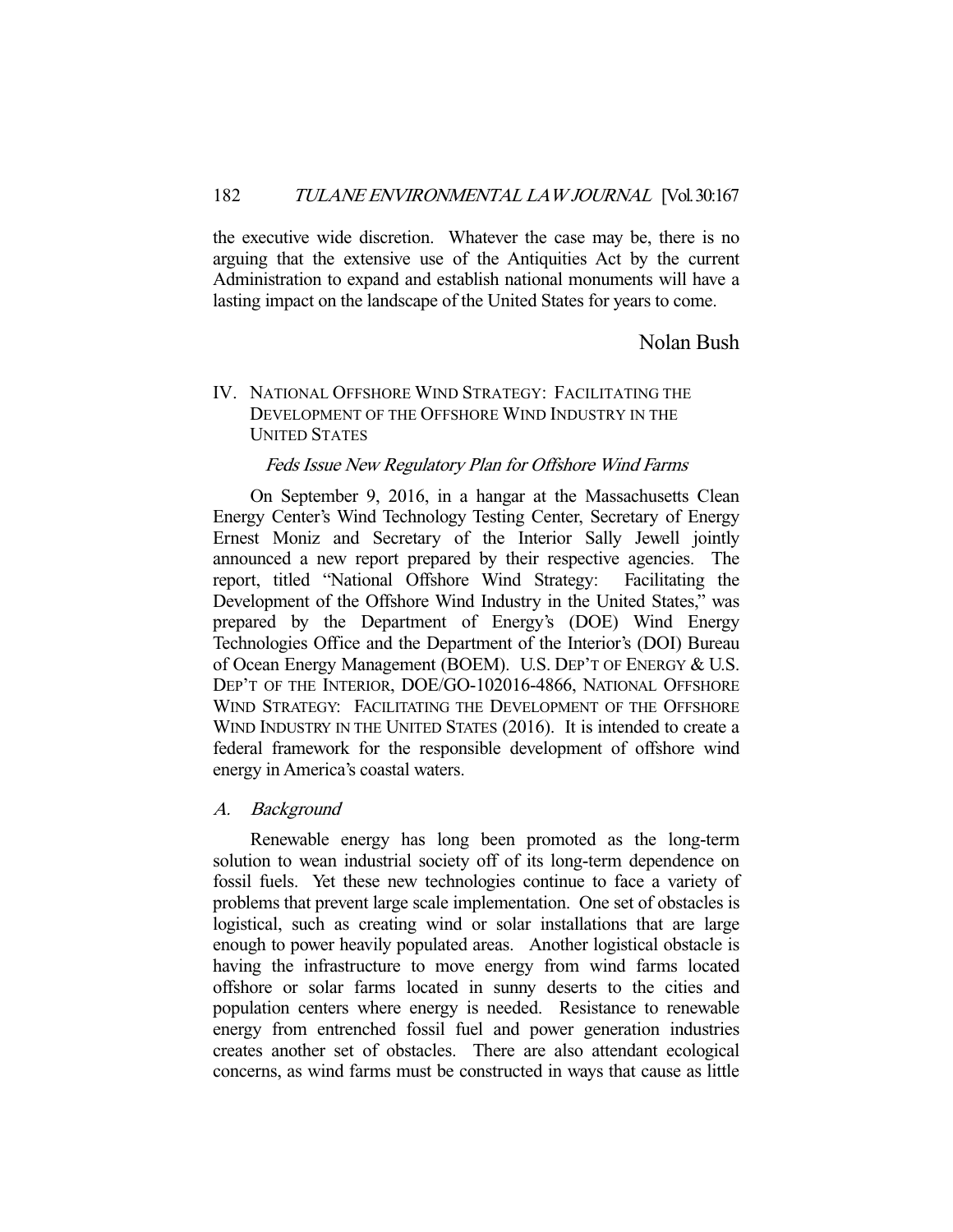the executive wide discretion. Whatever the case may be, there is no arguing that the extensive use of the Antiquities Act by the current Administration to expand and establish national monuments will have a lasting impact on the landscape of the United States for years to come.

Nolan Bush

## IV. National Offshore Wind Strategy: Facilitating the Development of the Offshore Wind Industry in the United States

*Feds Issue New Regulatory Plan for Offshore Wind Farms*

On September 9, 2016, in a hangar at the Massachusetts Clean Energy Center's Wind Technology Testing Center, Secretary of Energy Ernest Moniz and Secretary of the Interior Sally Jewell jointly announced a new report prepared by their respective agencies. The report, titled "National Offshore Wind Strategy: Facilitating the Development of the Offshore Wind Industry in the United States," was prepared by the Department of Energy's (DOE) Wind Energy Technologies Office and the Department of the Interior's (DOI) Bureau of Ocean Energy Management (BOEM). U.S. Dep't of Energy & U.S. Dep't of the Interior, DOE/GO-102016-4866, National Offshore Wind Strategy: Facilitating the Development of the Offshore Wind Industry in the United States (2016). It is intended to create a federal framework for the responsible development of offshore wind energy in America's coastal waters.

### A. *Background*

Renewable energy has long been promoted as the long-term solution to wean industrial society off of its long-term dependence on fossil fuels. Yet these new technologies continue to face a variety of problems that prevent large scale implementation. One set of obstacles is logistical, such as creating wind or solar installations that are large enough to power heavily populated areas. Another logistical obstacle is having the infrastructure to move energy from wind farms located offshore or solar farms located in sunny deserts to the cities and population centers where energy is needed. Resistance to renewable energy from entrenched fossil fuel and power generation industries creates another set of obstacles. There are also attendant ecological concerns, as wind farms must be constructed in ways that cause as little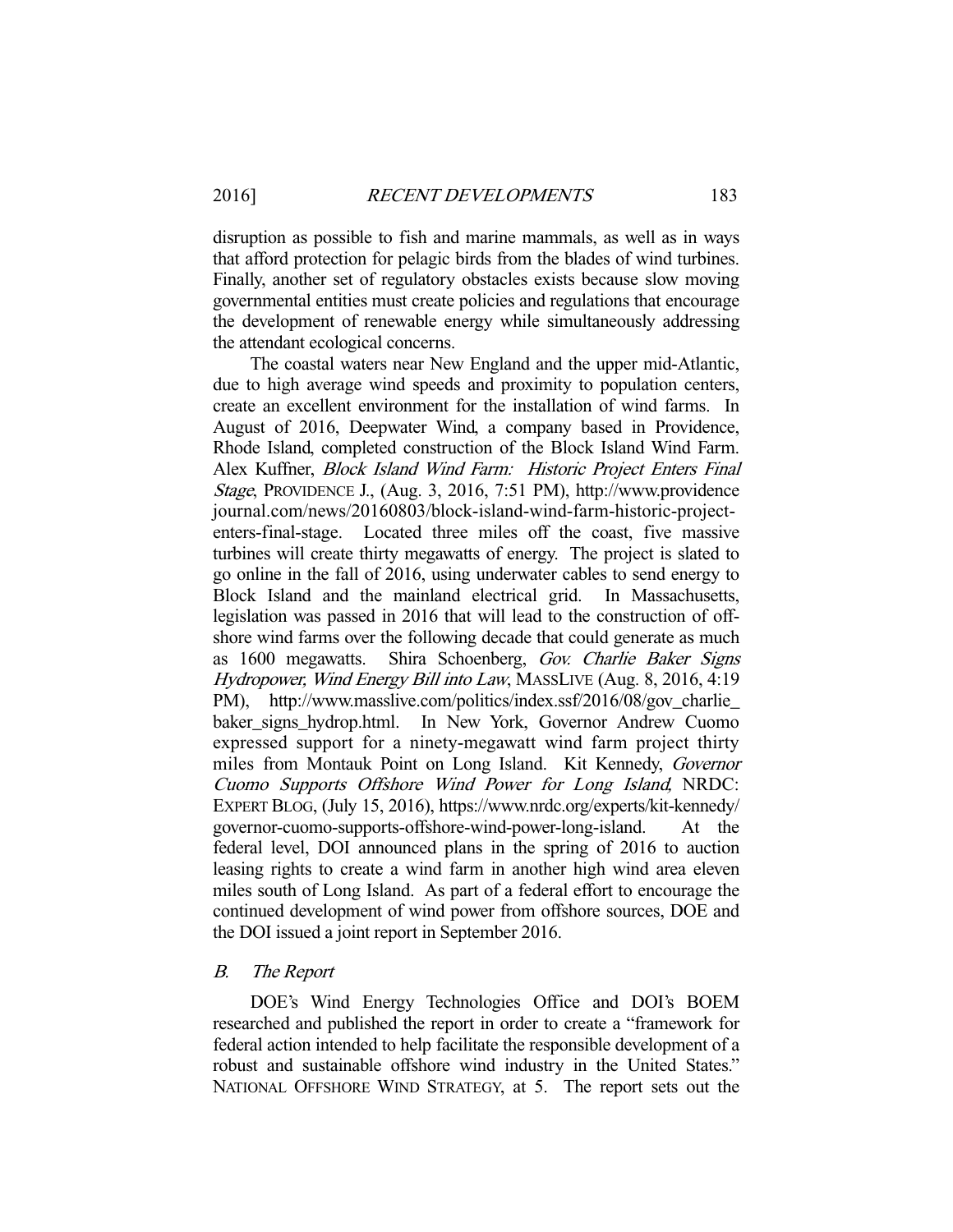disruption as possible to fish and marine mammals, as well as in ways that afford protection for pelagic birds from the blades of wind turbines. Finally, another set of regulatory obstacles exists because slow moving governmental entities must create policies and regulations that encourage the development of renewable energy while simultaneously addressing the attendant ecological concerns.

The coastal waters near New England and the upper mid-Atlantic, due to high average wind speeds and proximity to population centers, create an excellent environment for the installation of wind farms. In August of 2016, Deepwater Wind, a company based in Providence, Rhode Island, completed construction of the Block Island Wind Farm. Alex Kuffner, *Block Island Wind Farm: Historic Project Enters Final Stage*, PROVIDENCE J., (Aug. 3, 2016, 7:51 PM), http://www.providencejournal.com/news/20160803/block-island-wind-farm-historic-project-enters-final-stage. Located three miles off the coast, five massive turbines will create thirty megawatts of energy. The project is slated to go online in the fall of 2016, using underwater cables to send energy to Block Island and the mainland electrical grid. In Massachusetts, legislation was passed in 2016 that will lead to the construction of off-shore wind farms over the following decade that could generate as much as 1600 megawatts. Shira Schoenberg, *Gov. Charlie Baker Signs Hydropower, Wind Energy Bill into Law*, MASSLIVE (Aug. 8, 2016, 4:19 PM), http://www.masslive.com/politics/index.ssf/2016/08/gov_charlie_baker_signs_hydrop.html. In New York, Governor Andrew Cuomo expressed support for a ninety-megawatt wind farm project thirty miles from Montauk Point on Long Island. Kit Kennedy, *Governor Cuomo Supports Offshore Wind Power for Long Island*, NRDC: EXPERT BLOG, (July 15, 2016), https://www.nrdc.org/experts/kit-kennedy/governor-cuomo-supports-offshore-wind-power-long-island. At the federal level, DOI announced plans in the spring of 2016 to auction leasing rights to create a wind farm in another high wind area eleven miles south of Long Island. As part of a federal effort to encourage the continued development of wind power from offshore sources, DOE and the DOI issued a joint report in September 2016.

### B. *The Report*

DOE's Wind Energy Technologies Office and DOI's BOEM researched and published the report in order to create a "framework for federal action intended to help facilitate the responsible development of a robust and sustainable offshore wind industry in the United States." NATIONAL OFFSHORE WIND STRATEGY, at 5. The report sets out the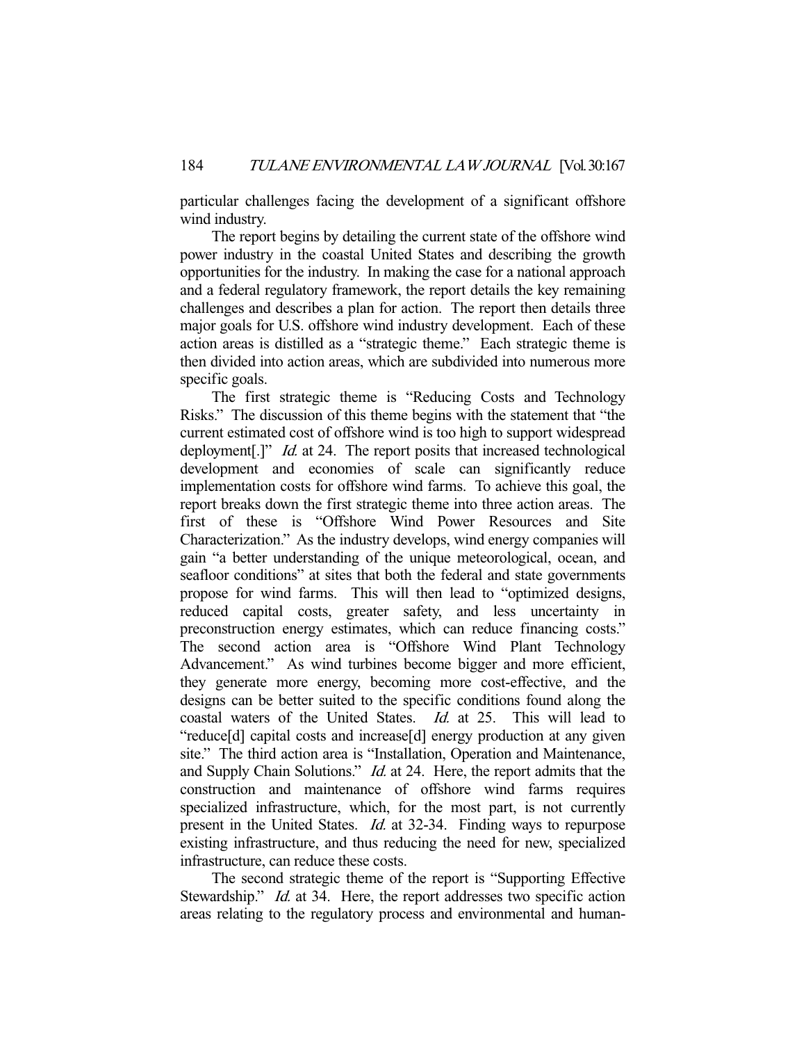particular challenges facing the development of a significant offshore wind industry.

The report begins by detailing the current state of the offshore wind power industry in the coastal United States and describing the growth opportunities for the industry. In making the case for a national approach and a federal regulatory framework, the report details the key remaining challenges and describes a plan for action. The report then details three major goals for U.S. offshore wind industry development. Each of these action areas is distilled as a "strategic theme." Each strategic theme is then divided into action areas, which are subdivided into numerous more specific goals.

The first strategic theme is "Reducing Costs and Technology Risks." The discussion of this theme begins with the statement that "the current estimated cost of offshore wind is too high to support widespread deployment[.]" *Id.* at 24. The report posits that increased technological development and economies of scale can significantly reduce implementation costs for offshore wind farms. To achieve this goal, the report breaks down the first strategic theme into three action areas. The first of these is "Offshore Wind Power Resources and Site Characterization." As the industry develops, wind energy companies will gain "a better understanding of the unique meteorological, ocean, and seafloor conditions" at sites that both the federal and state governments propose for wind farms. This will then lead to "optimized designs, reduced capital costs, greater safety, and less uncertainty in preconstruction energy estimates, which can reduce financing costs." The second action area is "Offshore Wind Plant Technology Advancement." As wind turbines become bigger and more efficient, they generate more energy, becoming more cost-effective, and the designs can be better suited to the specific conditions found along the coastal waters of the United States. *Id.* at 25. This will lead to "reduce[d] capital costs and increase[d] energy production at any given site." The third action area is "Installation, Operation and Maintenance, and Supply Chain Solutions." *Id.* at 24. Here, the report admits that the construction and maintenance of offshore wind farms requires specialized infrastructure, which, for the most part, is not currently present in the United States. *Id.* at 32-34. Finding ways to repurpose existing infrastructure, and thus reducing the need for new, specialized infrastructure, can reduce these costs.

The second strategic theme of the report is "Supporting Effective Stewardship." *Id.* at 34. Here, the report addresses two specific action areas relating to the regulatory process and environmental and human-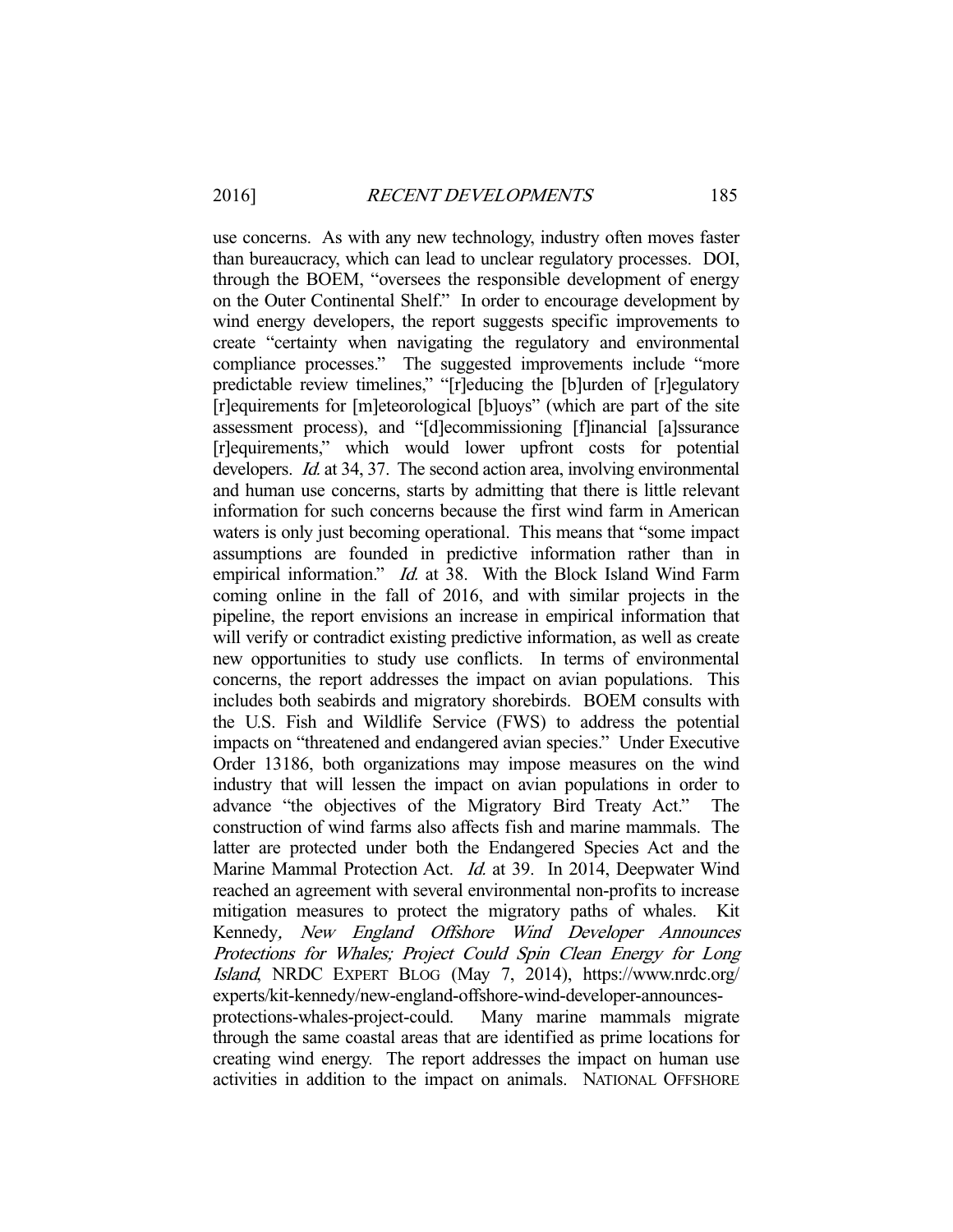use concerns. As with any new technology, industry often moves faster than bureaucracy, which can lead to unclear regulatory processes. DOI, through the BOEM, "oversees the responsible development of energy on the Outer Continental Shelf." In order to encourage development by wind energy developers, the report suggests specific improvements to create "certainty when navigating the regulatory and environmental compliance processes." The suggested improvements include "more predictable review timelines," "[r]educing the [b]urden of [r]egulatory [r]equirements for [m]eteorological [b]uoys" (which are part of the site assessment process), and "[d]ecommissioning [f]inancial [a]ssurance [r]equirements," which would lower upfront costs for potential developers. *Id.* at 34, 37. The second action area, involving environmental and human use concerns, starts by admitting that there is little relevant information for such concerns because the first wind farm in American waters is only just becoming operational. This means that "some impact assumptions are founded in predictive information rather than in empirical information." *Id.* at 38. With the Block Island Wind Farm coming online in the fall of 2016, and with similar projects in the pipeline, the report envisions an increase in empirical information that will verify or contradict existing predictive information, as well as create new opportunities to study use conflicts. In terms of environmental concerns, the report addresses the impact on avian populations. This includes both seabirds and migratory shorebirds. BOEM consults with the U.S. Fish and Wildlife Service (FWS) to address the potential impacts on "threatened and endangered avian species." Under Executive Order 13186, both organizations may impose measures on the wind industry that will lessen the impact on avian populations in order to advance "the objectives of the Migratory Bird Treaty Act." The construction of wind farms also affects fish and marine mammals. The latter are protected under both the Endangered Species Act and the Marine Mammal Protection Act. *Id.* at 39. In 2014, Deepwater Wind reached an agreement with several environmental non-profits to increase mitigation measures to protect the migratory paths of whales. Kit Kennedy, *New England Offshore Wind Developer Announces Protections for Whales; Project Could Spin Clean Energy for Long Island*, NRDC EXPERT BLOG (May 7, 2014), https://www.nrdc.org/experts/kit-kennedy/new-england-offshore-wind-developer-announces-protections-whales-project-could. Many marine mammals migrate through the same coastal areas that are identified as prime locations for creating wind energy. The report addresses the impact on human use activities in addition to the impact on animals. NATIONAL OFFSHORE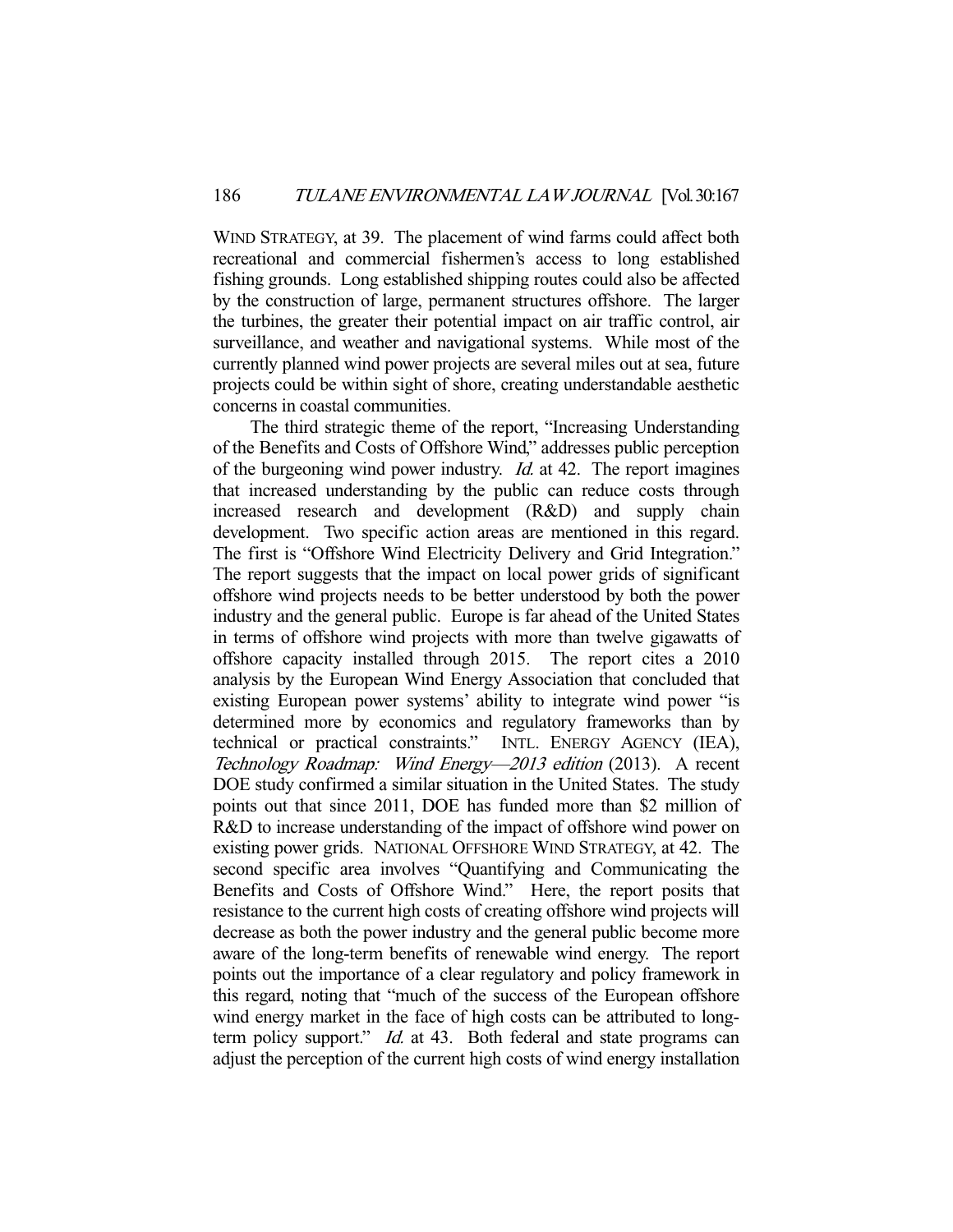WIND STRATEGY, at 39. The placement of wind farms could affect both recreational and commercial fishermen's access to long established fishing grounds. Long established shipping routes could also be affected by the construction of large, permanent structures offshore. The larger the turbines, the greater their potential impact on air traffic control, air surveillance, and weather and navigational systems. While most of the currently planned wind power projects are several miles out at sea, future projects could be within sight of shore, creating understandable aesthetic concerns in coastal communities.

The third strategic theme of the report, "Increasing Understanding of the Benefits and Costs of Offshore Wind," addresses public perception of the burgeoning wind power industry. *Id.* at 42. The report imagines that increased understanding by the public can reduce costs through increased research and development (R&D) and supply chain development. Two specific action areas are mentioned in this regard. The first is "Offshore Wind Electricity Delivery and Grid Integration." The report suggests that the impact on local power grids of significant offshore wind projects needs to be better understood by both the power industry and the general public. Europe is far ahead of the United States in terms of offshore wind projects with more than twelve gigawatts of offshore capacity installed through 2015. The report cites a 2010 analysis by the European Wind Energy Association that concluded that existing European power systems' ability to integrate wind power "is determined more by economics and regulatory frameworks than by technical or practical constraints." INTL. ENERGY AGENCY (IEA), *Technology Roadmap: Wind Energy—2013 edition* (2013). A recent DOE study confirmed a similar situation in the United States. The study points out that since 2011, DOE has funded more than $2 million of R&D to increase understanding of the impact of offshore wind power on existing power grids. NATIONAL OFFSHORE WIND STRATEGY, at 42. The second specific area involves "Quantifying and Communicating the Benefits and Costs of Offshore Wind." Here, the report posits that resistance to the current high costs of creating offshore wind projects will decrease as both the power industry and the general public become more aware of the long-term benefits of renewable wind energy. The report points out the importance of a clear regulatory and policy framework in this regard, noting that "much of the success of the European offshore wind energy market in the face of high costs can be attributed to long-term policy support." *Id.* at 43. Both federal and state programs can adjust the perception of the current high costs of wind energy installation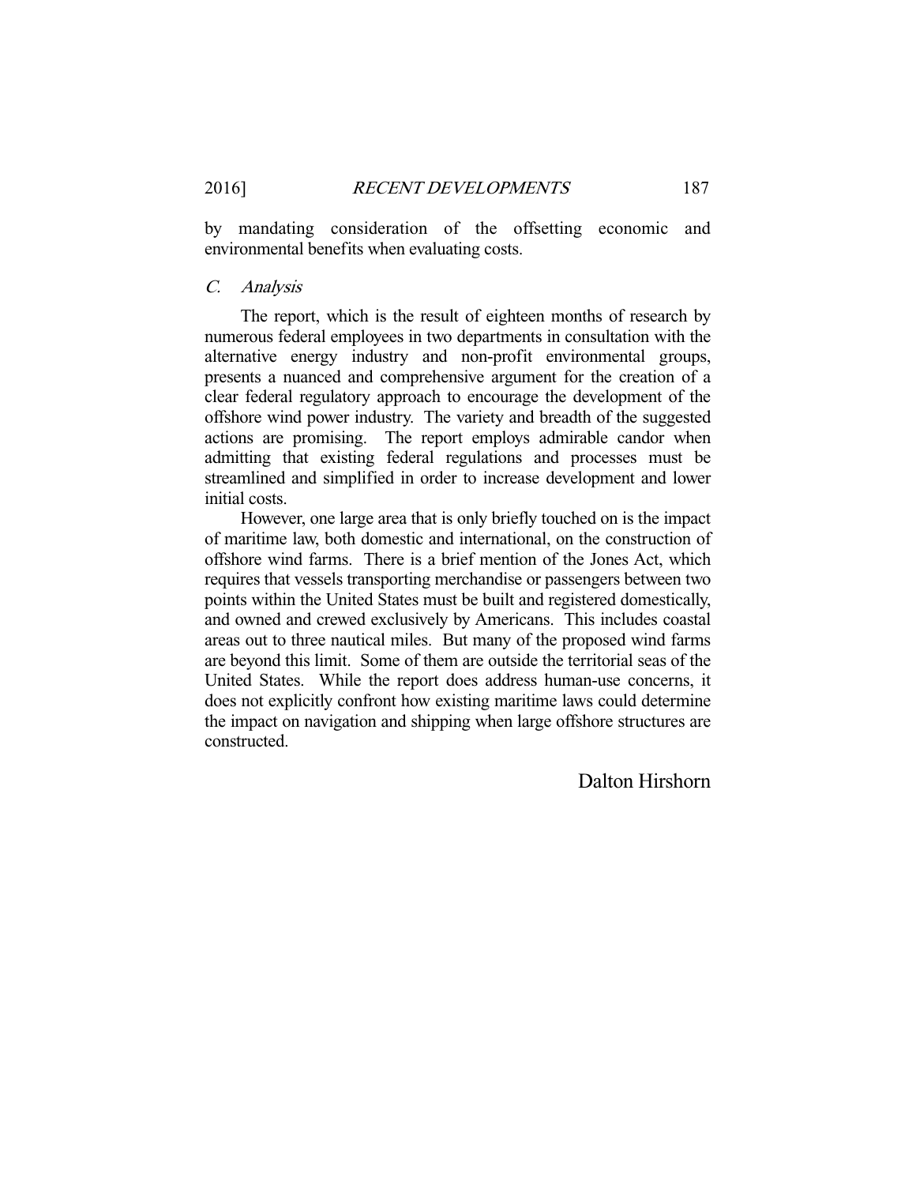by mandating consideration of the offsetting economic and environmental benefits when evaluating costs.

### *C. Analysis*

The report, which is the result of eighteen months of research by numerous federal employees in two departments in consultation with the alternative energy industry and non-profit environmental groups, presents a nuanced and comprehensive argument for the creation of a clear federal regulatory approach to encourage the development of the offshore wind power industry. The variety and breadth of the suggested actions are promising. The report employs admirable candor when admitting that existing federal regulations and processes must be streamlined and simplified in order to increase development and lower initial costs.

However, one large area that is only briefly touched on is the impact of maritime law, both domestic and international, on the construction of offshore wind farms. There is a brief mention of the Jones Act, which requires that vessels transporting merchandise or passengers between two points within the United States must be built and registered domestically, and owned and crewed exclusively by Americans. This includes coastal areas out to three nautical miles. But many of the proposed wind farms are beyond this limit. Some of them are outside the territorial seas of the United States. While the report does address human-use concerns, it does not explicitly confront how existing maritime laws could determine the impact on navigation and shipping when large offshore structures are constructed.

Dalton Hirshorn